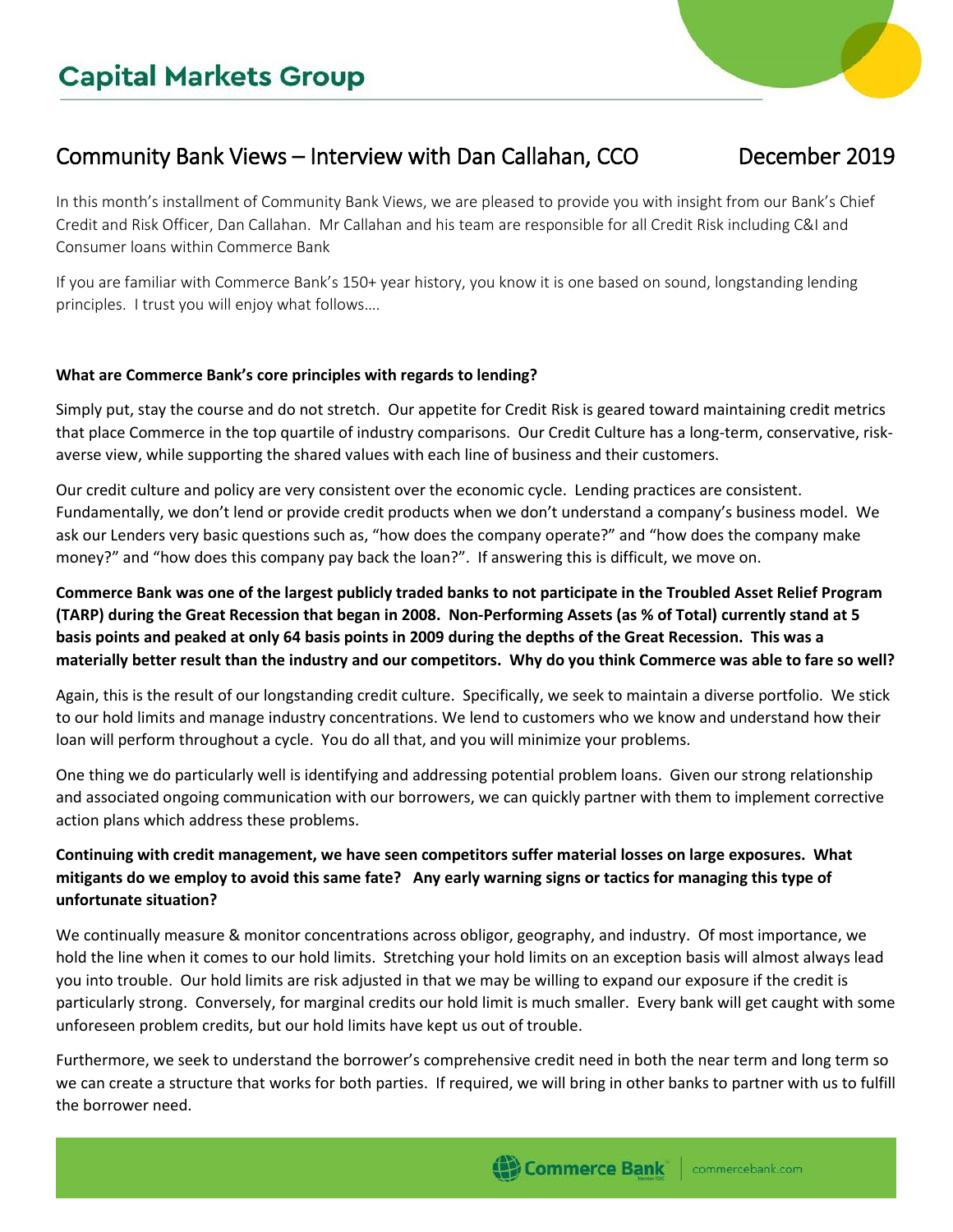# Capital Markets Group

## Community Bank Views – Interview with Dan Callahan, CCO December 2019

In this month's installment of Community Bank Views, we are pleased to provide you with insight from our Bank's Chief Credit and Risk Officer, Dan Callahan. Mr Callahan and his team are responsible for all Credit Risk including C&I and Consumer loans within Commerce Bank

If you are familiar with Commerce Bank's 150+ year history, you know it is one based on sound, longstanding lending principles. I trust you will enjoy what follows….

**What are Commerce Bank's core principles with regards to lending?**

Simply put, stay the course and do not stretch. Our appetite for Credit Risk is geared toward maintaining credit metrics that place Commerce in the top quartile of industry comparisons. Our Credit Culture has a long-term, conservative, risk-averse view, while supporting the shared values with each line of business and their customers.

Our credit culture and policy are very consistent over the economic cycle. Lending practices are consistent. Fundamentally, we don't lend or provide credit products when we don't understand a company's business model. We ask our Lenders very basic questions such as, "how does the company operate?" and "how does the company make money?" and "how does this company pay back the loan?". If answering this is difficult, we move on.

**Commerce Bank was one of the largest publicly traded banks to not participate in the Troubled Asset Relief Program (TARP) during the Great Recession that began in 2008. Non-Performing Assets (as % of Total) currently stand at 5 basis points and peaked at only 64 basis points in 2009 during the depths of the Great Recession. This was a materially better result than the industry and our competitors. Why do you think Commerce was able to fare so well?**

Again, this is the result of our longstanding credit culture. Specifically, we seek to maintain a diverse portfolio. We stick to our hold limits and manage industry concentrations. We lend to customers who we know and understand how their loan will perform throughout a cycle. You do all that, and you will minimize your problems.

One thing we do particularly well is identifying and addressing potential problem loans. Given our strong relationship and associated ongoing communication with our borrowers, we can quickly partner with them to implement corrective action plans which address these problems.

**Continuing with credit management, we have seen competitors suffer material losses on large exposures. What mitigants do we employ to avoid this same fate? Any early warning signs or tactics for managing this type of unfortunate situation?**

We continually measure & monitor concentrations across obligor, geography, and industry. Of most importance, we hold the line when it comes to our hold limits. Stretching your hold limits on an exception basis will almost always lead you into trouble. Our hold limits are risk adjusted in that we may be willing to expand our exposure if the credit is particularly strong. Conversely, for marginal credits our hold limit is much smaller. Every bank will get caught with some unforeseen problem credits, but our hold limits have kept us out of trouble.

Furthermore, we seek to understand the borrower's comprehensive credit need in both the near term and long term so we can create a structure that works for both parties. If required, we will bring in other banks to partner with us to fulfill the borrower need.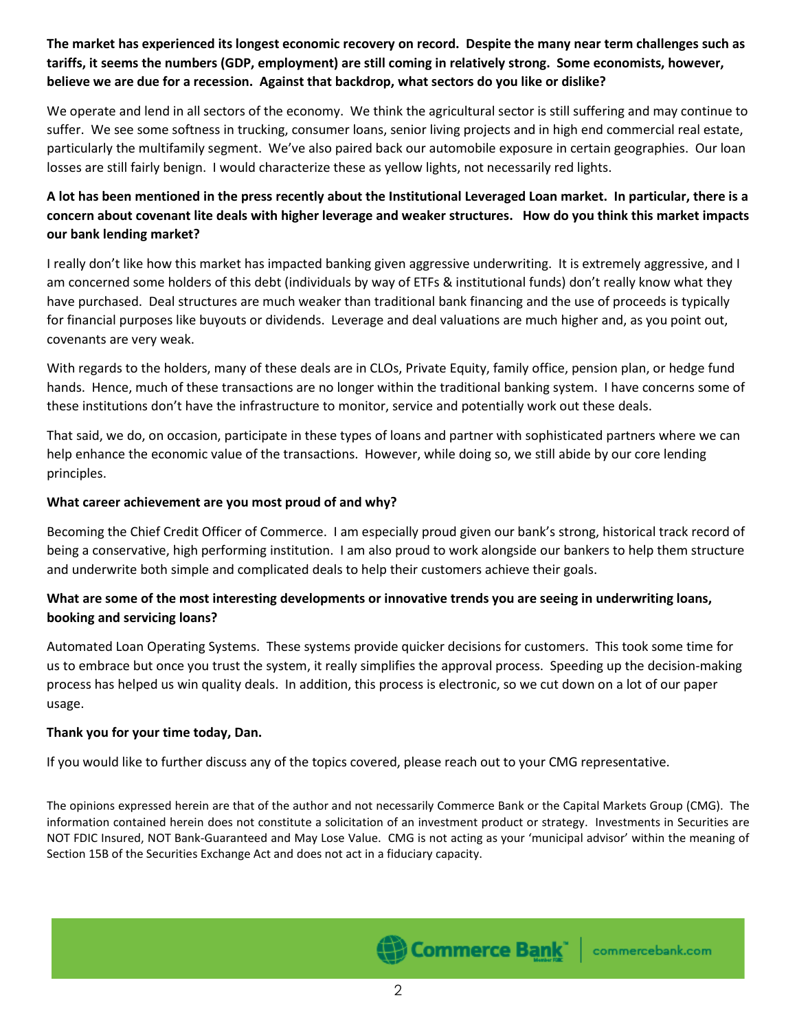**The market has experienced its longest economic recovery on record. Despite the many near term challenges such as tariffs, it seems the numbers (GDP, employment) are still coming in relatively strong. Some economists, however, believe we are due for a recession. Against that backdrop, what sectors do you like or dislike?**

We operate and lend in all sectors of the economy. We think the agricultural sector is still suffering and may continue to suffer. We see some softness in trucking, consumer loans, senior living projects and in high end commercial real estate, particularly the multifamily segment. We've also paired back our automobile exposure in certain geographies. Our loan losses are still fairly benign. I would characterize these as yellow lights, not necessarily red lights.

**A lot has been mentioned in the press recently about the Institutional Leveraged Loan market. In particular, there is a concern about covenant lite deals with higher leverage and weaker structures. How do you think this market impacts our bank lending market?**

I really don't like how this market has impacted banking given aggressive underwriting. It is extremely aggressive, and I am concerned some holders of this debt (individuals by way of ETFs & institutional funds) don't really know what they have purchased. Deal structures are much weaker than traditional bank financing and the use of proceeds is typically for financial purposes like buyouts or dividends. Leverage and deal valuations are much higher and, as you point out, covenants are very weak.

With regards to the holders, many of these deals are in CLOs, Private Equity, family office, pension plan, or hedge fund hands. Hence, much of these transactions are no longer within the traditional banking system. I have concerns some of these institutions don't have the infrastructure to monitor, service and potentially work out these deals.

That said, we do, on occasion, participate in these types of loans and partner with sophisticated partners where we can help enhance the economic value of the transactions. However, while doing so, we still abide by our core lending principles.

**What career achievement are you most proud of and why?**

Becoming the Chief Credit Officer of Commerce. I am especially proud given our bank's strong, historical track record of being a conservative, high performing institution. I am also proud to work alongside our bankers to help them structure and underwrite both simple and complicated deals to help their customers achieve their goals.

**What are some of the most interesting developments or innovative trends you are seeing in underwriting loans, booking and servicing loans?**

Automated Loan Operating Systems. These systems provide quicker decisions for customers. This took some time for us to embrace but once you trust the system, it really simplifies the approval process. Speeding up the decision-making process has helped us win quality deals. In addition, this process is electronic, so we cut down on a lot of our paper usage.

**Thank you for your time today, Dan.**

If you would like to further discuss any of the topics covered, please reach out to your CMG representative.

The opinions expressed herein are that of the author and not necessarily Commerce Bank or the Capital Markets Group (CMG). The information contained herein does not constitute a solicitation of an investment product or strategy. Investments in Securities are NOT FDIC Insured, NOT Bank-Guaranteed and May Lose Value. CMG is not acting as your 'municipal advisor' within the meaning of Section 15B of the Securities Exchange Act and does not act in a fiduciary capacity.

Commerce Bank | commercebank.com